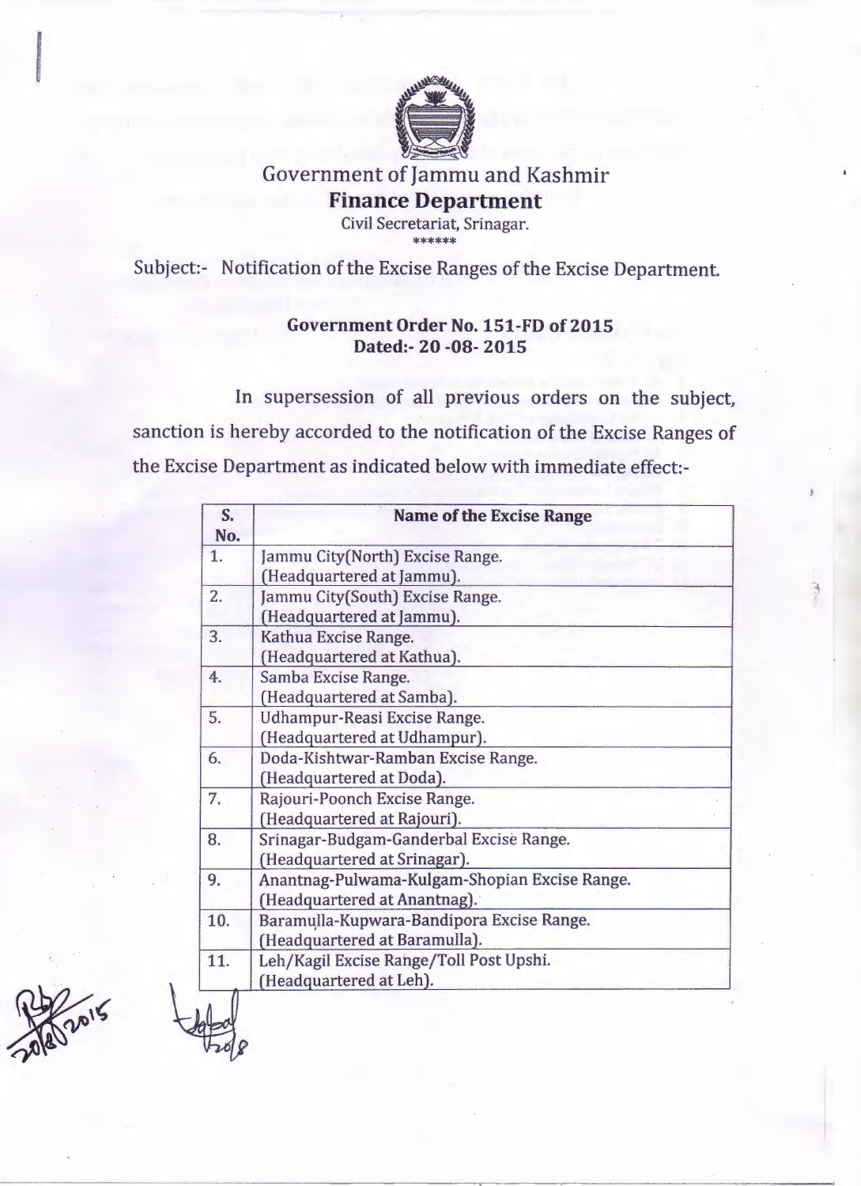# Government of Jammu and Kashmir

## Finance Department

Civil Secretariat, Srinagar.

******

Subject:- Notification of the Excise Ranges of the Excise Department.

**Government Order No. 151-FD of 2015**
**Dated:- 20 -08- 2015**

In supersession of all previous orders on the subject, sanction is hereby accorded to the notification of the Excise Ranges of the Excise Department as indicated below with immediate effect:-

| S. No. | Name of the Excise Range |
|---|---|
| 1. | Jammu City(North) Excise Range. (Headquartered at Jammu). |
| 2. | Jammu City(South) Excise Range. (Headquartered at Jammu). |
| 3. | Kathua Excise Range. (Headquartered at Kathua). |
| 4. | Samba Excise Range. (Headquartered at Samba). |
| 5. | Udhampur-Reasi Excise Range. (Headquartered at Udhampur). |
| 6. | Doda-Kishtwar-Ramban Excise Range. (Headquartered at Doda). |
| 7. | Rajouri-Poonch Excise Range. (Headquartered at Rajouri). |
| 8. | Srinagar-Budgam-Ganderbal Excise Range. (Headquartered at Srinagar). |
| 9. | Anantnag-Pulwama-Kulgam-Shopian Excise Range. (Headquartered at Anantnag). |
| 10. | Baramulla-Kupwara-Bandipora Excise Range. (Headquartered at Baramulla). |
| 11. | Leh/Kagil Excise Range/Toll Post Upshi. (Headquartered at Leh). |

20/8/2015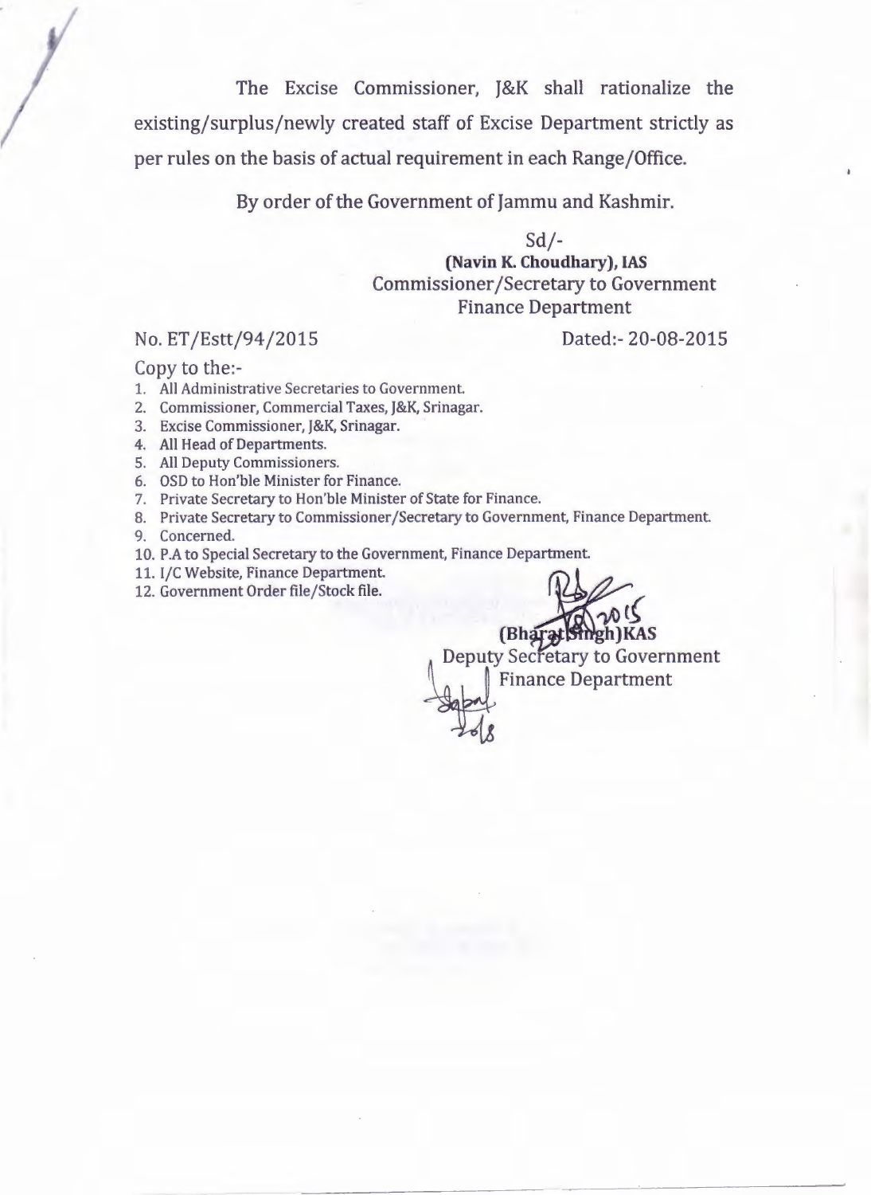The Excise Commissioner, J&K shall rationalize the existing/surplus/newly created staff of Excise Department strictly as per rules on the basis of actual requirement in each Range/Office.

By order of the Government of Jammu and Kashmir.

Sd/-

**(Navin K. Choudhary), IAS**
Commissioner/Secretary to Government
Finance Department

No. ET/Estt/94/2015 Dated:- 20-08-2015

Copy to the:-

1. All Administrative Secretaries to Government.
2. Commissioner, Commercial Taxes, J&K, Srinagar.
3. Excise Commissioner, J&K, Srinagar.
4. All Head of Departments.
5. All Deputy Commissioners.
6. OSD to Hon'ble Minister for Finance.
7. Private Secretary to Hon'ble Minister of State for Finance.
8. Private Secretary to Commissioner/Secretary to Government, Finance Department.
9. Concerned.
10. P.A to Special Secretary to the Government, Finance Department.
11. I/C Website, Finance Department.
12. Government Order file/Stock file.

20/8/2015

**(Bharat Singh)KAS**
Deputy Secretary to Government
Finance Department